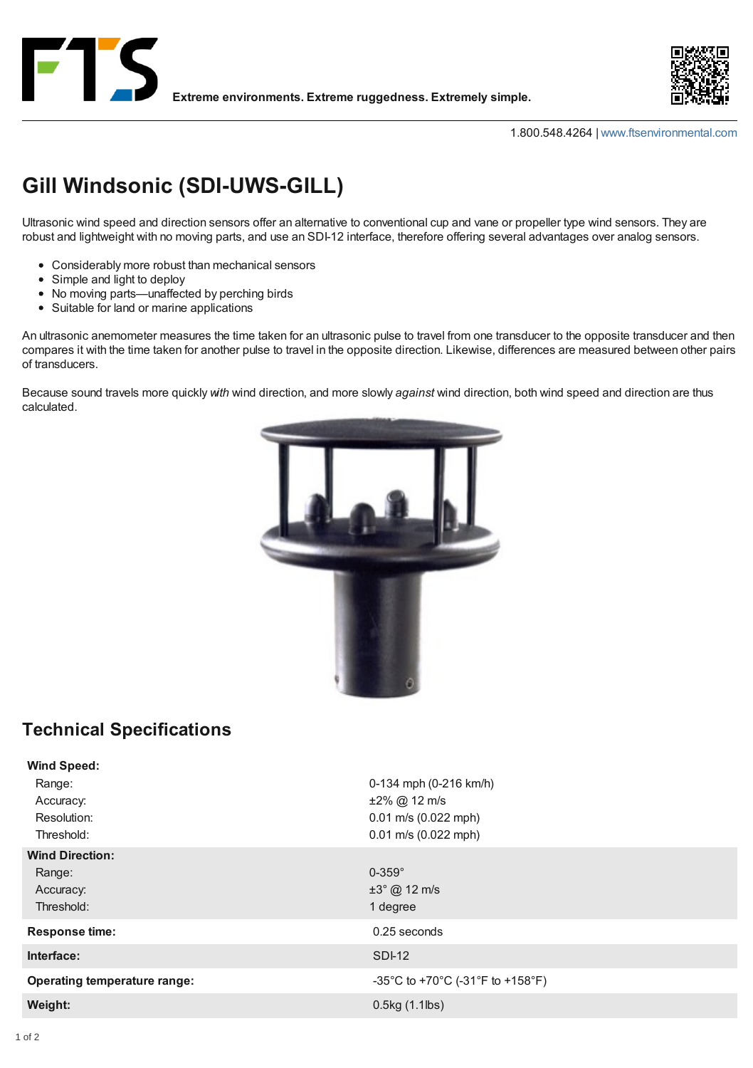Extreme environments. Extreme ruggedness. Extremely simple.

1.800.548.4264 | www.ftsenvironmental.com

# Gill Windsonic (SDI-UWS-GILL)

Ultrasonic wind speed and direction sensors offer an alternative to conventional cup and vane or propeller type wind sensors. They are robust and lightweight with no moving parts, and use an SDI-12 interface, therefore offering several advantages over analog sensors.

- Considerably more robust than mechanical sensors
- Simple and light to deploy
- No moving parts—unaffected by perching birds
- Suitable for land or marine applications

An ultrasonic anemometer measures the time taken for an ultrasonic pulse to travel from one transducer to the opposite transducer and then compares it with the time taken for another pulse to travel in the opposite direction. Likewise, differences are measured between other pairs of transducers.

Because sound travels more quickly *with* wind direction, and more slowly *against* wind direction, both wind speed and direction are thus calculated.

## Technical Specifications

| | |
|---|---|
| **Wind Speed:** | |
| Range: | 0-134 mph (0-216 km/h) |
| Accuracy: | ±2% @ 12 m/s |
| Resolution: | 0.01 m/s (0.022 mph) |
| Threshold: | 0.01 m/s (0.022 mph) |
| **Wind Direction:** | |
| Range: | 0-359° |
| Accuracy: | ±3° @ 12 m/s |
| Threshold: | 1 degree |
| **Response time:** | 0.25 seconds |
| **Interface:** | SDI-12 |
| **Operating temperature range:** | -35°C to +70°C (-31°F to +158°F) |
| **Weight:** | 0.5kg (1.1lbs) |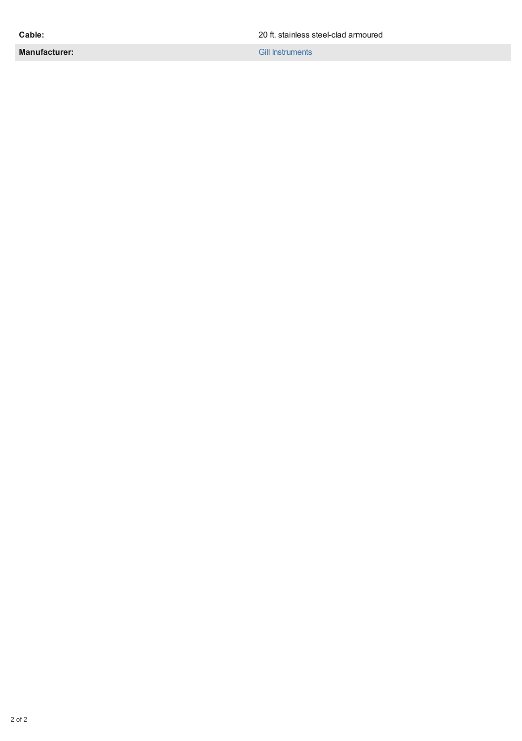| | |
|---|---|
| **Cable:** | 20 ft. stainless steel-clad armoured |
| **Manufacturer:** | Gill Instruments |